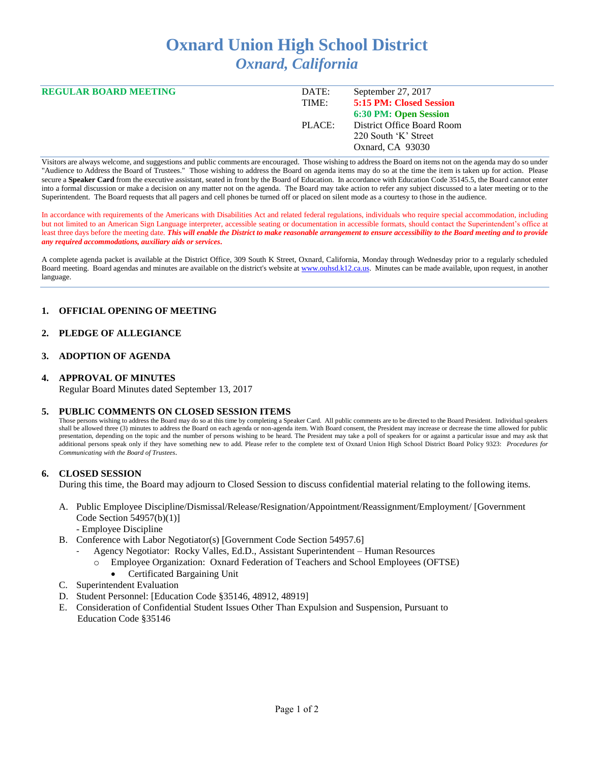# Oxnard Union High School District
## *Oxnard, California*

**REGULAR BOARD MEETING**

| | |
|---|---|
| DATE: | September 27, 2017 |
| TIME: | **5:15 PM: Closed Session** |
| | **6:30 PM: Open Session** |
| PLACE: | District Office Board Room |
| | 220 South 'K' Street |
| | Oxnard, CA 93030 |

Visitors are always welcome, and suggestions and public comments are encouraged. Those wishing to address the Board on items not on the agenda may do so under "Audience to Address the Board of Trustees." Those wishing to address the Board on agenda items may do so at the time the item is taken up for action. Please secure a **Speaker Card** from the executive assistant, seated in front by the Board of Education. In accordance with Education Code 35145.5, the Board cannot enter into a formal discussion or make a decision on any matter not on the agenda. The Board may take action to refer any subject discussed to a later meeting or to the Superintendent. The Board requests that all pagers and cell phones be turned off or placed on silent mode as a courtesy to those in the audience.

In accordance with requirements of the Americans with Disabilities Act and related federal regulations, individuals who require special accommodation, including but not limited to an American Sign Language interpreter, accessible seating or documentation in accessible formats, should contact the Superintendent's office at least three days before the meeting date. ***This will enable the District to make reasonable arrangement to ensure accessibility to the Board meeting and to provide any required accommodations, auxiliary aids or services.***

A complete agenda packet is available at the District Office, 309 South K Street, Oxnard, California, Monday through Wednesday prior to a regularly scheduled Board meeting. Board agendas and minutes are available on the district's website at www.ouhsd.k12.ca.us. Minutes can be made available, upon request, in another language.

### 1. OFFICIAL OPENING OF MEETING

### 2. PLEDGE OF ALLEGIANCE

### 3. ADOPTION OF AGENDA

### 4. APPROVAL OF MINUTES

Regular Board Minutes dated September 13, 2017

### 5. PUBLIC COMMENTS ON CLOSED SESSION ITEMS

Those persons wishing to address the Board may do so at this time by completing a Speaker Card. All public comments are to be directed to the Board President. Individual speakers shall be allowed three (3) minutes to address the Board on each agenda or non-agenda item. With Board consent, the President may increase or decrease the time allowed for public presentation, depending on the topic and the number of persons wishing to be heard. The President may take a poll of speakers for or against a particular issue and may ask that additional persons speak only if they have something new to add. Please refer to the complete text of Oxnard Union High School District Board Policy 9323: *Procedures for Communicating with the Board of Trustees*.

### 6. CLOSED SESSION

During this time, the Board may adjourn to Closed Session to discuss confidential material relating to the following items.

A. Public Employee Discipline/Dismissal/Release/Resignation/Appointment/Reassignment/Employment/ [Government Code Section 54957(b)(1)]
   - Employee Discipline

B. Conference with Labor Negotiator(s) [Government Code Section 54957.6]
   - Agency Negotiator: Rocky Valles, Ed.D., Assistant Superintendent – Human Resources
     - Employee Organization: Oxnard Federation of Teachers and School Employees (OFTSE)
       - Certificated Bargaining Unit

C. Superintendent Evaluation

D. Student Personnel: [Education Code §35146, 48912, 48919]

E. Consideration of Confidential Student Issues Other Than Expulsion and Suspension, Pursuant to Education Code §35146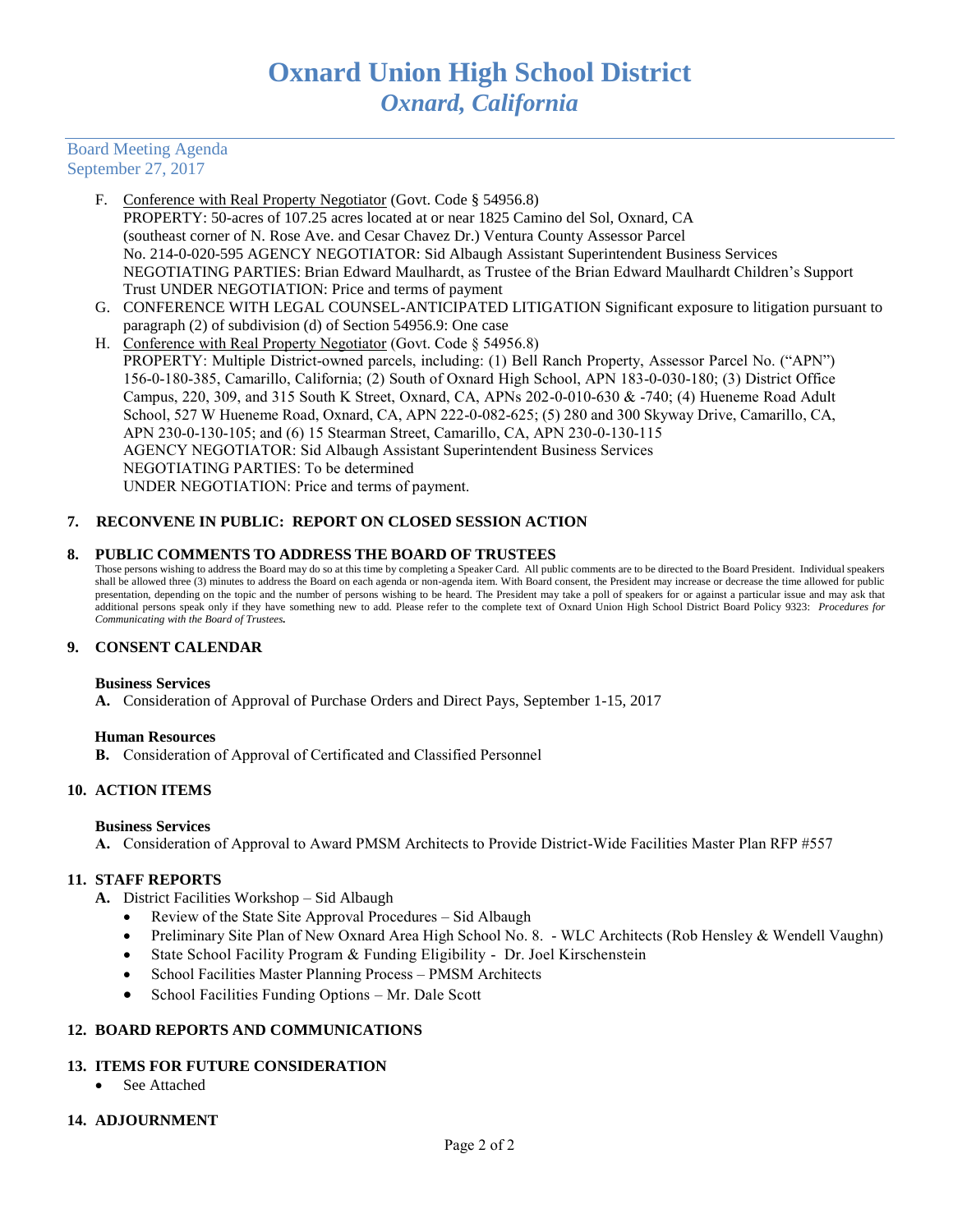# Oxnard Union High School District
## *Oxnard, California*

Board Meeting Agenda
September 27, 2017

F. Conference with Real Property Negotiator (Govt. Code § 54956.8)
PROPERTY: 50-acres of 107.25 acres located at or near 1825 Camino del Sol, Oxnard, CA (southeast corner of N. Rose Ave. and Cesar Chavez Dr.) Ventura County Assessor Parcel No. 214-0-020-595 AGENCY NEGOTIATOR: Sid Albaugh Assistant Superintendent Business Services NEGOTIATING PARTIES: Brian Edward Maulhardt, as Trustee of the Brian Edward Maulhardt Children's Support Trust UNDER NEGOTIATION: Price and terms of payment

G. CONFERENCE WITH LEGAL COUNSEL-ANTICIPATED LITIGATION Significant exposure to litigation pursuant to paragraph (2) of subdivision (d) of Section 54956.9: One case

H. Conference with Real Property Negotiator (Govt. Code § 54956.8)
PROPERTY: Multiple District-owned parcels, including: (1) Bell Ranch Property, Assessor Parcel No. ("APN") 156-0-180-385, Camarillo, California; (2) South of Oxnard High School, APN 183-0-030-180; (3) District Office Campus, 220, 309, and 315 South K Street, Oxnard, CA, APNs 202-0-010-630 & -740; (4) Hueneme Road Adult School, 527 W Hueneme Road, Oxnard, CA, APN 222-0-082-625; (5) 280 and 300 Skyway Drive, Camarillo, CA, APN 230-0-130-105; and (6) 15 Stearman Street, Camarillo, CA, APN 230-0-130-115
AGENCY NEGOTIATOR: Sid Albaugh Assistant Superintendent Business Services
NEGOTIATING PARTIES: To be determined
UNDER NEGOTIATION: Price and terms of payment.

### 7. RECONVENE IN PUBLIC: REPORT ON CLOSED SESSION ACTION

### 8. PUBLIC COMMENTS TO ADDRESS THE BOARD OF TRUSTEES

Those persons wishing to address the Board may do so at this time by completing a Speaker Card. All public comments are to be directed to the Board President. Individual speakers shall be allowed three (3) minutes to address the Board on each agenda or non-agenda item. With Board consent, the President may increase or decrease the time allowed for public presentation, depending on the topic and the number of persons wishing to be heard. The President may take a poll of speakers for or against a particular issue and may ask that additional persons speak only if they have something new to add. Please refer to the complete text of Oxnard Union High School District Board Policy 9323: ***Procedures for Communicating with the Board of Trustees.***

### 9. CONSENT CALENDAR

**Business Services**

**A.** Consideration of Approval of Purchase Orders and Direct Pays, September 1-15, 2017

**Human Resources**

**B.** Consideration of Approval of Certificated and Classified Personnel

### 10. ACTION ITEMS

**Business Services**

**A.** Consideration of Approval to Award PMSM Architects to Provide District-Wide Facilities Master Plan RFP #557

### 11. STAFF REPORTS

**A.** District Facilities Workshop – Sid Albaugh
- Review of the State Site Approval Procedures – Sid Albaugh
- Preliminary Site Plan of New Oxnard Area High School No. 8. - WLC Architects (Rob Hensley & Wendell Vaughn)
- State School Facility Program & Funding Eligibility - Dr. Joel Kirschenstein
- School Facilities Master Planning Process – PMSM Architects
- School Facilities Funding Options – Mr. Dale Scott

### 12. BOARD REPORTS AND COMMUNICATIONS

### 13. ITEMS FOR FUTURE CONSIDERATION

- See Attached

### 14. ADJOURNMENT